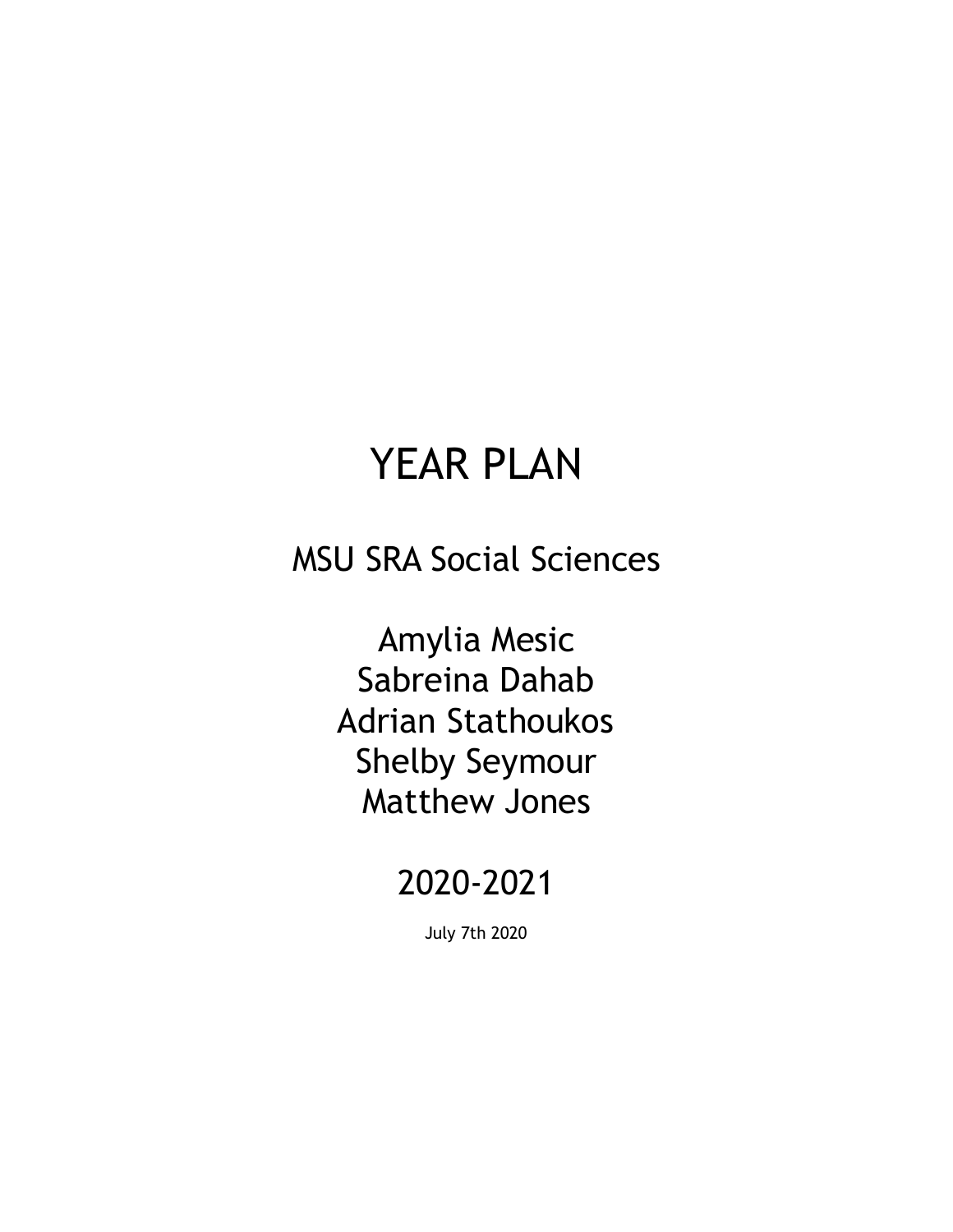# YEAR PLAN

## MSU SRA Social Sciences

Amylia Mesic
Sabreina Dahab
Adrian Stathoukos
Shelby Seymour
Matthew Jones

## 2020-2021

July 7th 2020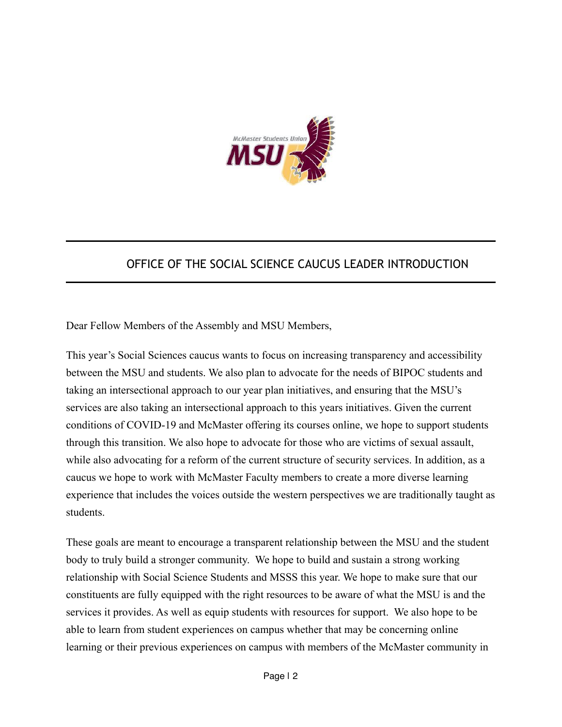## OFFICE OF THE SOCIAL SCIENCE CAUCUS LEADER INTRODUCTION

Dear Fellow Members of the Assembly and MSU Members,

This year's Social Sciences caucus wants to focus on increasing transparency and accessibility between the MSU and students. We also plan to advocate for the needs of BIPOC students and taking an intersectional approach to our year plan initiatives, and ensuring that the MSU's services are also taking an intersectional approach to this years initiatives. Given the current conditions of COVID-19 and McMaster offering its courses online, we hope to support students through this transition. We also hope to advocate for those who are victims of sexual assault, while also advocating for a reform of the current structure of security services. In addition, as a caucus we hope to work with McMaster Faculty members to create a more diverse learning experience that includes the voices outside the western perspectives we are traditionally taught as students.

These goals are meant to encourage a transparent relationship between the MSU and the student body to truly build a stronger community. We hope to build and sustain a strong working relationship with Social Science Students and MSSS this year. We hope to make sure that our constituents are fully equipped with the right resources to be aware of what the MSU is and the services it provides. As well as equip students with resources for support. We also hope to be able to learn from student experiences on campus whether that may be concerning online learning or their previous experiences on campus with members of the McMaster community in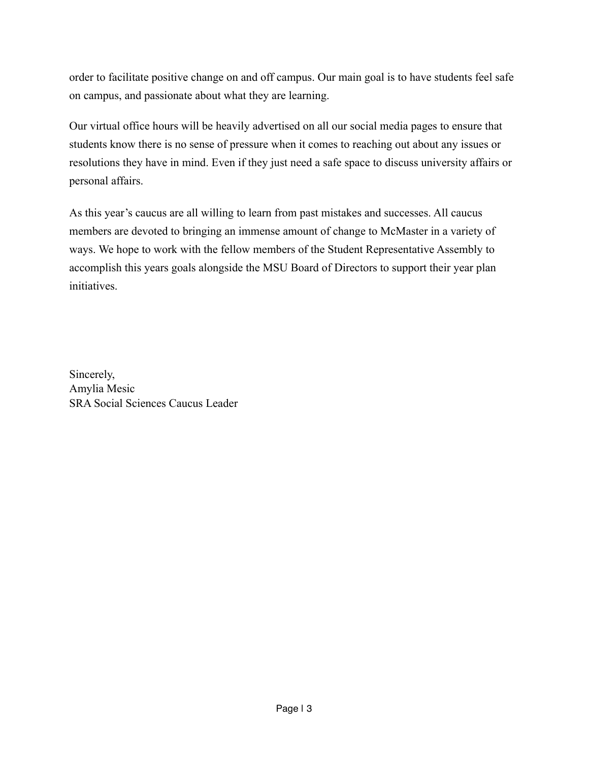order to facilitate positive change on and off campus. Our main goal is to have students feel safe on campus, and passionate about what they are learning.

Our virtual office hours will be heavily advertised on all our social media pages to ensure that students know there is no sense of pressure when it comes to reaching out about any issues or resolutions they have in mind. Even if they just need a safe space to discuss university affairs or personal affairs.

As this year's caucus are all willing to learn from past mistakes and successes. All caucus members are devoted to bringing an immense amount of change to McMaster in a variety of ways. We hope to work with the fellow members of the Student Representative Assembly to accomplish this years goals alongside the MSU Board of Directors to support their year plan initiatives.

Sincerely,
Amylia Mesic
SRA Social Sciences Caucus Leader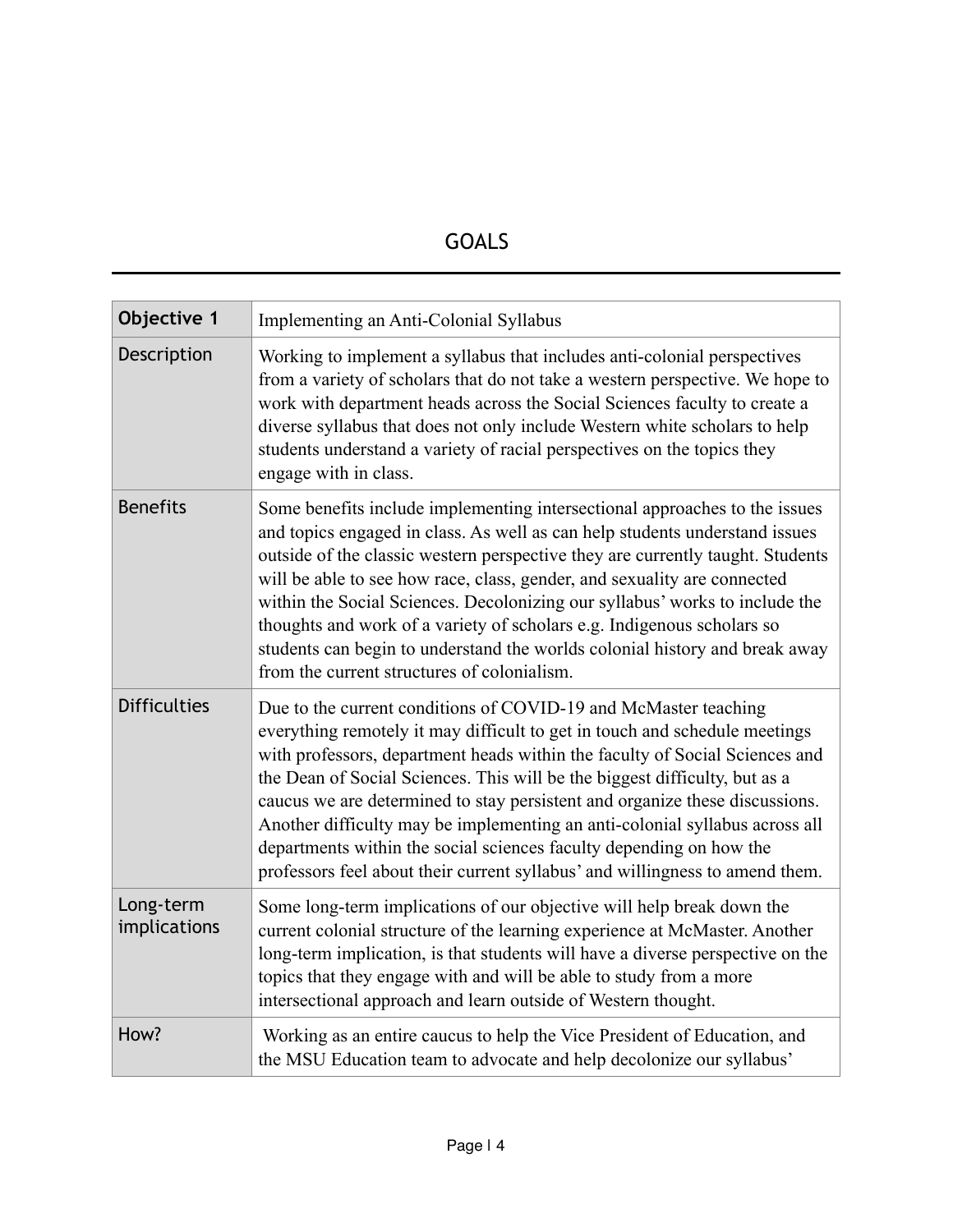## GOALS

| Objective 1 | Implementing an Anti-Colonial Syllabus |
|---|---|
| Description | Working to implement a syllabus that includes anti-colonial perspectives from a variety of scholars that do not take a western perspective. We hope to work with department heads across the Social Sciences faculty to create a diverse syllabus that does not only include Western white scholars to help students understand a variety of racial perspectives on the topics they engage with in class. |
| Benefits | Some benefits include implementing intersectional approaches to the issues and topics engaged in class. As well as can help students understand issues outside of the classic western perspective they are currently taught. Students will be able to see how race, class, gender, and sexuality are connected within the Social Sciences. Decolonizing our syllabus' works to include the thoughts and work of a variety of scholars e.g. Indigenous scholars so students can begin to understand the worlds colonial history and break away from the current structures of colonialism. |
| Difficulties | Due to the current conditions of COVID-19 and McMaster teaching everything remotely it may difficult to get in touch and schedule meetings with professors, department heads within the faculty of Social Sciences and the Dean of Social Sciences. This will be the biggest difficulty, but as a caucus we are determined to stay persistent and organize these discussions. Another difficulty may be implementing an anti-colonial syllabus across all departments within the social sciences faculty depending on how the professors feel about their current syllabus' and willingness to amend them. |
| Long-term implications | Some long-term implications of our objective will help break down the current colonial structure of the learning experience at McMaster. Another long-term implication, is that students will have a diverse perspective on the topics that they engage with and will be able to study from a more intersectional approach and learn outside of Western thought. |
| How? | Working as an entire caucus to help the Vice President of Education, and the MSU Education team to advocate and help decolonize our syllabus' |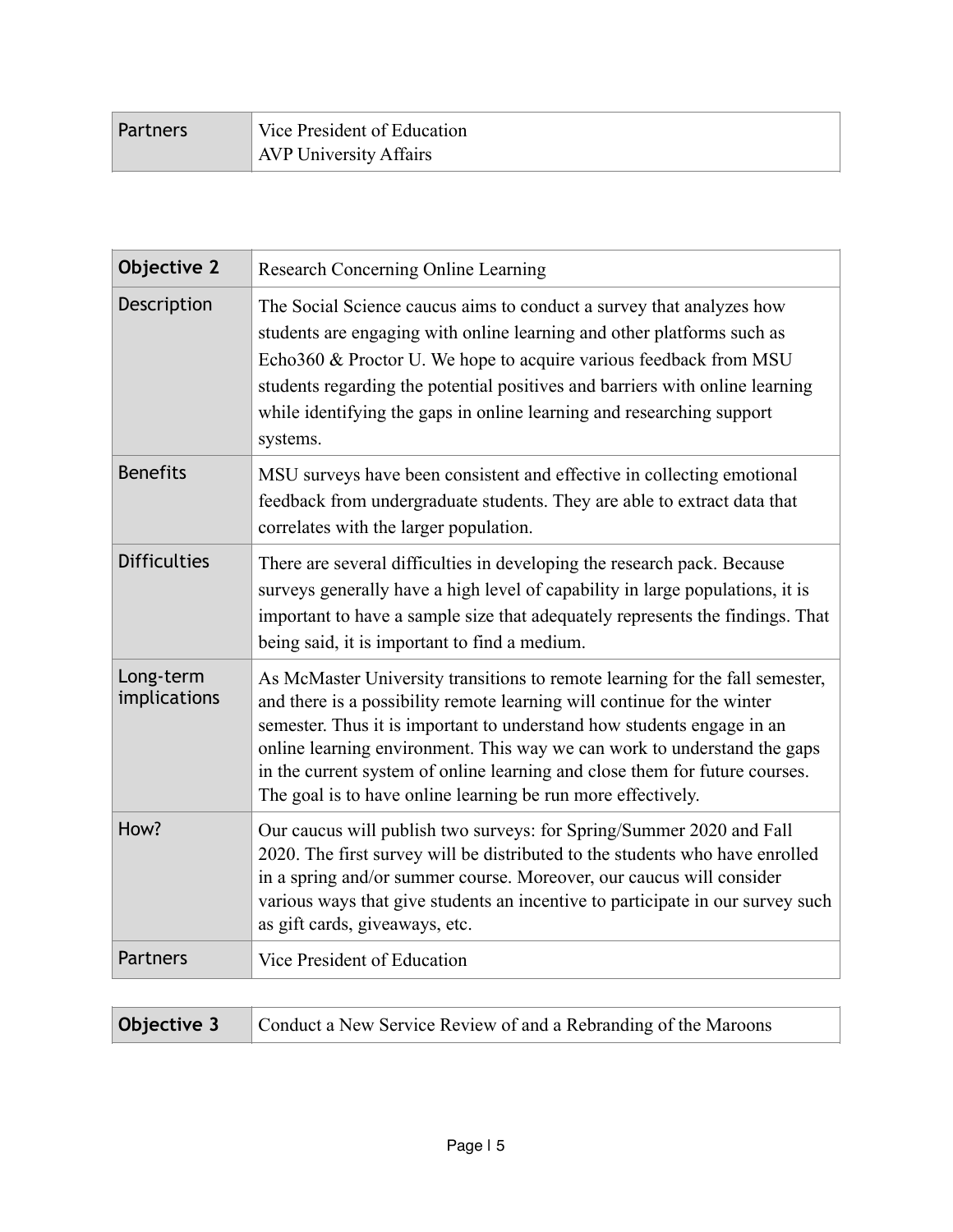| Partners | Vice President of Education<br>AVP University Affairs |
|---|---|

| **Objective 2** | Research Concerning Online Learning |
|---|---|
| Description | The Social Science caucus aims to conduct a survey that analyzes how students are engaging with online learning and other platforms such as Echo360 & Proctor U. We hope to acquire various feedback from MSU students regarding the potential positives and barriers with online learning while identifying the gaps in online learning and researching support systems. |
| Benefits | MSU surveys have been consistent and effective in collecting emotional feedback from undergraduate students. They are able to extract data that correlates with the larger population. |
| Difficulties | There are several difficulties in developing the research pack. Because surveys generally have a high level of capability in large populations, it is important to have a sample size that adequately represents the findings. That being said, it is important to find a medium. |
| Long-term implications | As McMaster University transitions to remote learning for the fall semester, and there is a possibility remote learning will continue for the winter semester. Thus it is important to understand how students engage in an online learning environment. This way we can work to understand the gaps in the current system of online learning and close them for future courses. The goal is to have online learning be run more effectively. |
| How? | Our caucus will publish two surveys: for Spring/Summer 2020 and Fall 2020. The first survey will be distributed to the students who have enrolled in a spring and/or summer course. Moreover, our caucus will consider various ways that give students an incentive to participate in our survey such as gift cards, giveaways, etc. |
| Partners | Vice President of Education |

| **Objective 3** | Conduct a New Service Review of and a Rebranding of the Maroons |
|---|---|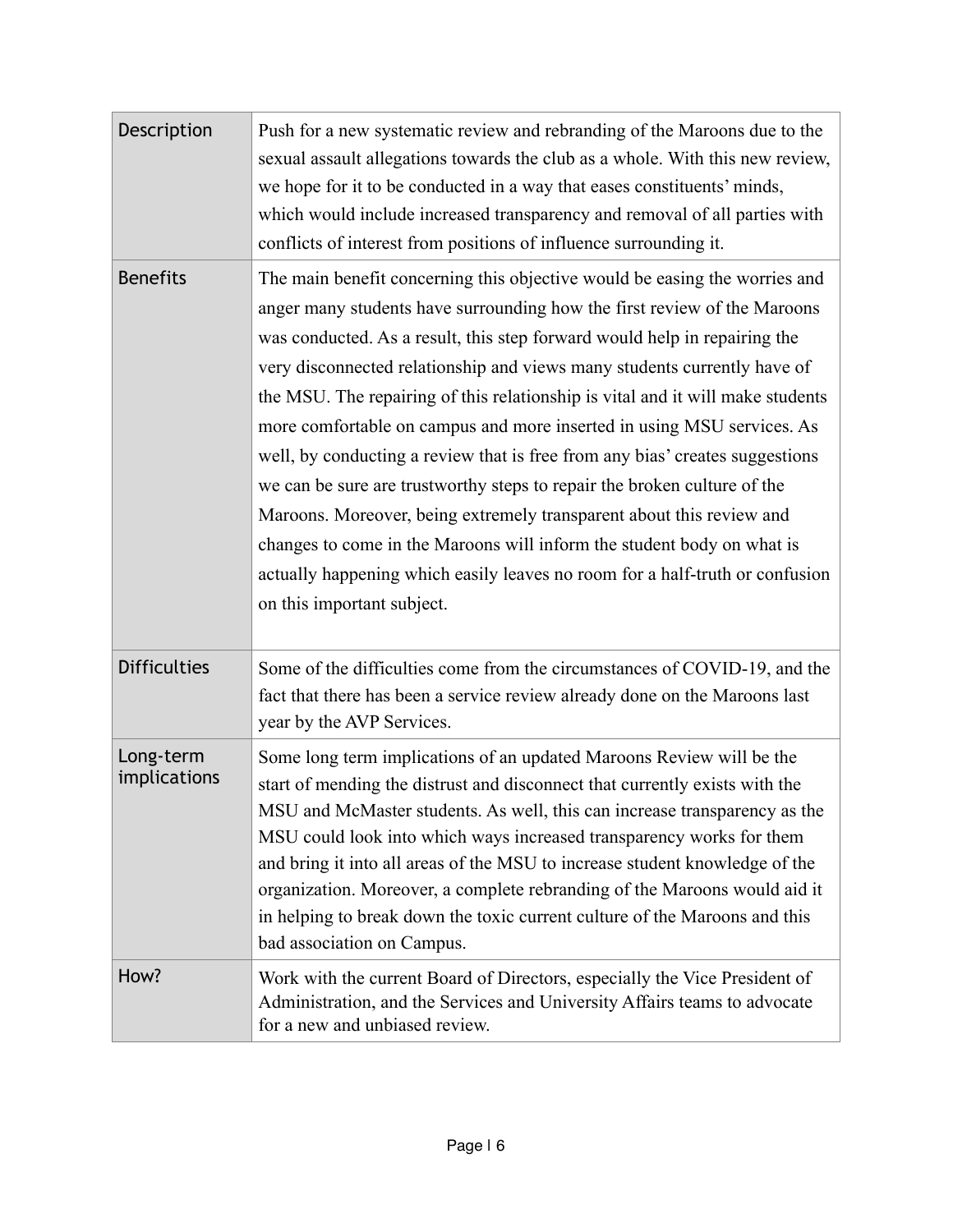| Description | Push for a new systematic review and rebranding of the Maroons due to the sexual assault allegations towards the club as a whole. With this new review, we hope for it to be conducted in a way that eases constituents' minds, which would include increased transparency and removal of all parties with conflicts of interest from positions of influence surrounding it. |
|---|---|
| Benefits | The main benefit concerning this objective would be easing the worries and anger many students have surrounding how the first review of the Maroons was conducted. As a result, this step forward would help in repairing the very disconnected relationship and views many students currently have of the MSU. The repairing of this relationship is vital and it will make students more comfortable on campus and more inserted in using MSU services. As well, by conducting a review that is free from any bias' creates suggestions we can be sure are trustworthy steps to repair the broken culture of the Maroons. Moreover, being extremely transparent about this review and changes to come in the Maroons will inform the student body on what is actually happening which easily leaves no room for a half-truth or confusion on this important subject. |
| Difficulties | Some of the difficulties come from the circumstances of COVID-19, and the fact that there has been a service review already done on the Maroons last year by the AVP Services. |
| Long-term implications | Some long term implications of an updated Maroons Review will be the start of mending the distrust and disconnect that currently exists with the MSU and McMaster students. As well, this can increase transparency as the MSU could look into which ways increased transparency works for them and bring it into all areas of the MSU to increase student knowledge of the organization. Moreover, a complete rebranding of the Maroons would aid it in helping to break down the toxic current culture of the Maroons and this bad association on Campus. |
| How? | Work with the current Board of Directors, especially the Vice President of Administration, and the Services and University Affairs teams to advocate for a new and unbiased review. |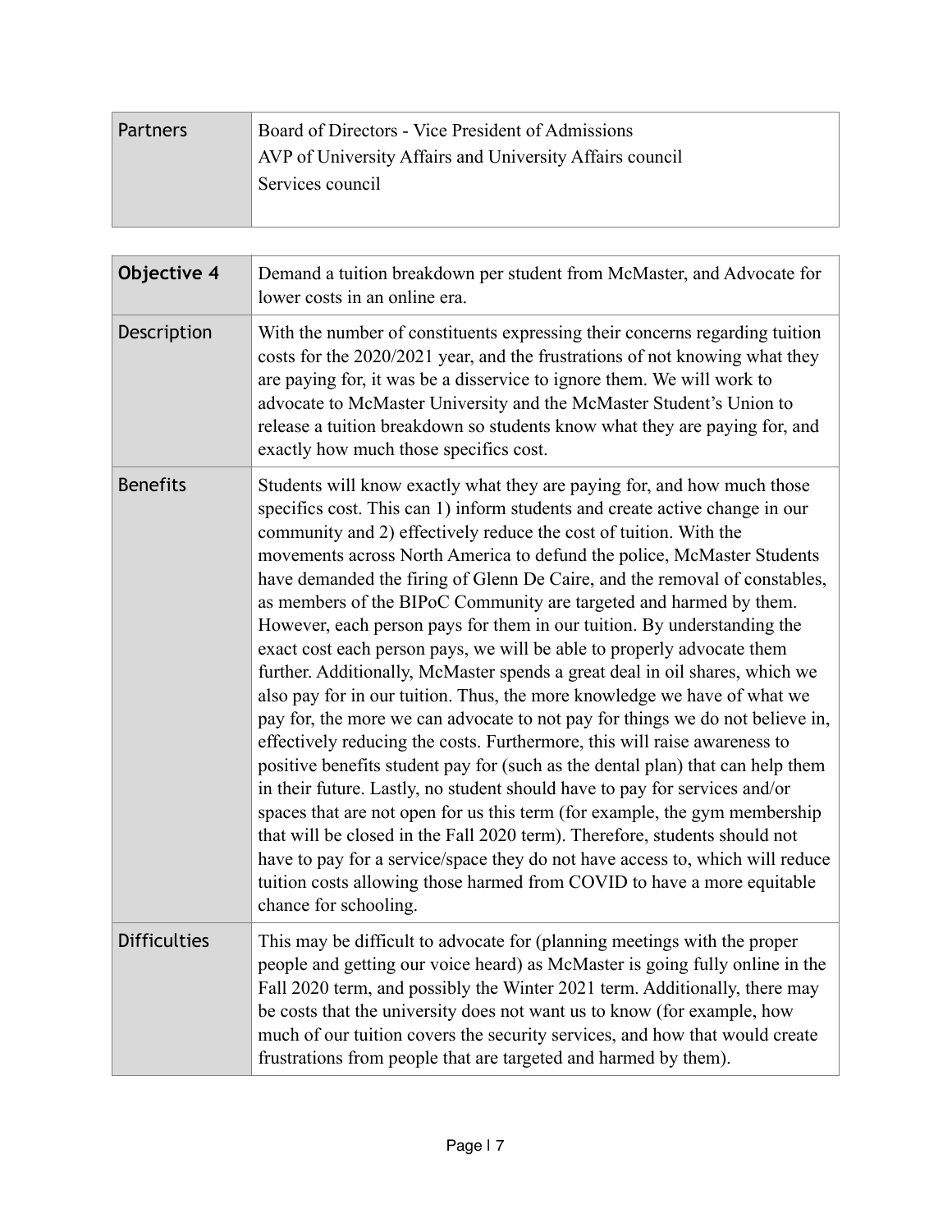| Partners | Board of Directors - Vice President of Admissions<br>AVP of University Affairs and University Affairs council<br>Services council |
|---|---|

| **Objective 4** | Demand a tuition breakdown per student from McMaster, and Advocate for lower costs in an online era. |
|---|---|
| Description | With the number of constituents expressing their concerns regarding tuition costs for the 2020/2021 year, and the frustrations of not knowing what they are paying for, it was be a disservice to ignore them. We will work to advocate to McMaster University and the McMaster Student's Union to release a tuition breakdown so students know what they are paying for, and exactly how much those specifics cost. |
| Benefits | Students will know exactly what they are paying for, and how much those specifics cost. This can 1) inform students and create active change in our community and 2) effectively reduce the cost of tuition. With the movements across North America to defund the police, McMaster Students have demanded the firing of Glenn De Caire, and the removal of constables, as members of the BIPoC Community are targeted and harmed by them. However, each person pays for them in our tuition. By understanding the exact cost each person pays, we will be able to properly advocate them further. Additionally, McMaster spends a great deal in oil shares, which we also pay for in our tuition. Thus, the more knowledge we have of what we pay for, the more we can advocate to not pay for things we do not believe in, effectively reducing the costs. Furthermore, this will raise awareness to positive benefits student pay for (such as the dental plan) that can help them in their future. Lastly, no student should have to pay for services and/or spaces that are not open for us this term (for example, the gym membership that will be closed in the Fall 2020 term). Therefore, students should not have to pay for a service/space they do not have access to, which will reduce tuition costs allowing those harmed from COVID to have a more equitable chance for schooling. |
| Difficulties | This may be difficult to advocate for (planning meetings with the proper people and getting our voice heard) as McMaster is going fully online in the Fall 2020 term, and possibly the Winter 2021 term. Additionally, there may be costs that the university does not want us to know (for example, how much of our tuition covers the security services, and how that would create frustrations from people that are targeted and harmed by them). |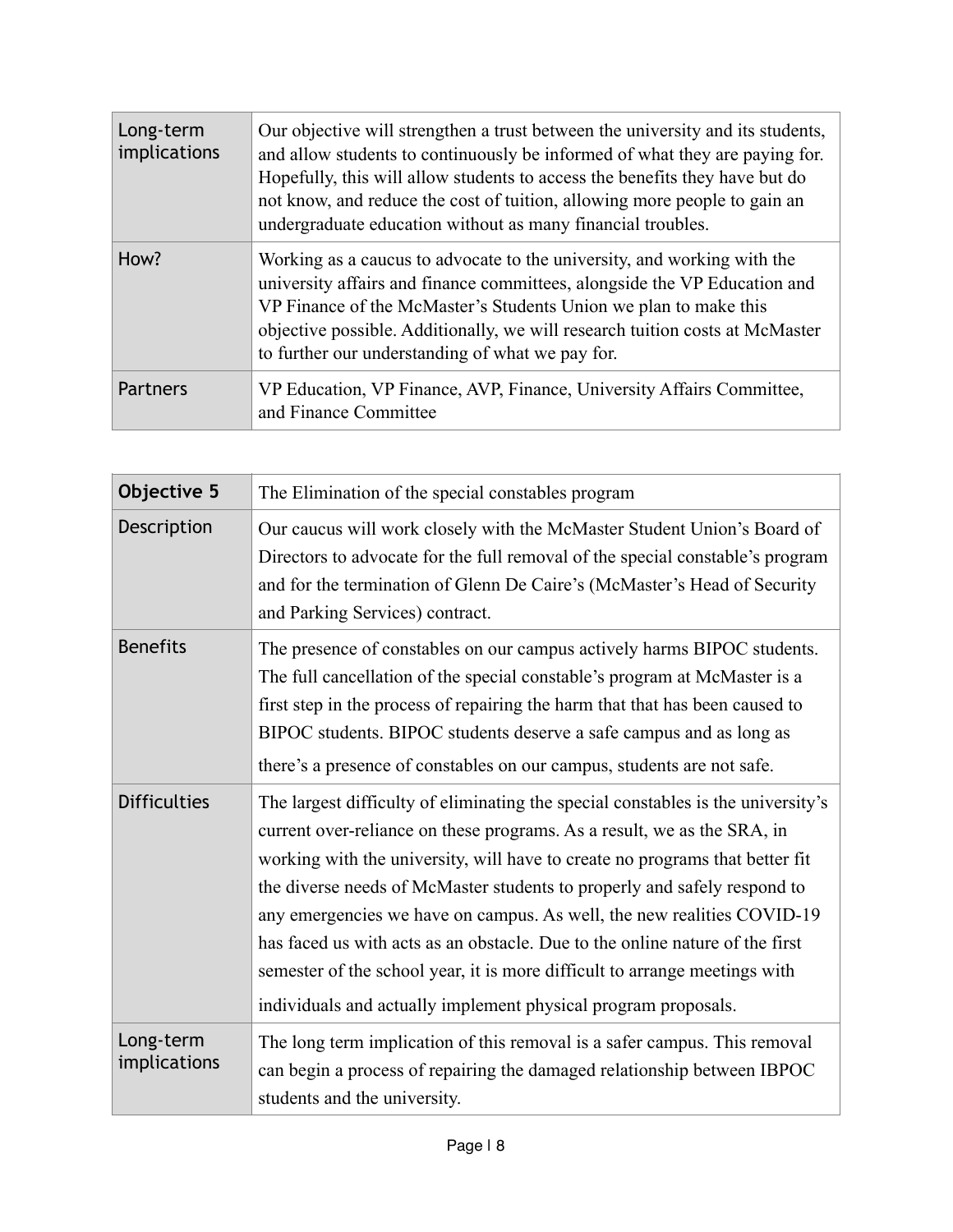| | |
|---|---|
| Long-term implications | Our objective will strengthen a trust between the university and its students, and allow students to continuously be informed of what they are paying for. Hopefully, this will allow students to access the benefits they have but do not know, and reduce the cost of tuition, allowing more people to gain an undergraduate education without as many financial troubles. |
| How? | Working as a caucus to advocate to the university, and working with the university affairs and finance committees, alongside the VP Education and VP Finance of the McMaster's Students Union we plan to make this objective possible. Additionally, we will research tuition costs at McMaster to further our understanding of what we pay for. |
| Partners | VP Education, VP Finance, AVP, Finance, University Affairs Committee, and Finance Committee |

| **Objective 5** | The Elimination of the special constables program |
|---|---|
| Description | Our caucus will work closely with the McMaster Student Union's Board of Directors to advocate for the full removal of the special constable's program and for the termination of Glenn De Caire's (McMaster's Head of Security and Parking Services) contract. |
| Benefits | The presence of constables on our campus actively harms BIPOC students. The full cancellation of the special constable's program at McMaster is a first step in the process of repairing the harm that that has been caused to BIPOC students. BIPOC students deserve a safe campus and as long as there's a presence of constables on our campus, students are not safe. |
| Difficulties | The largest difficulty of eliminating the special constables is the university's current over-reliance on these programs. As a result, we as the SRA, in working with the university, will have to create no programs that better fit the diverse needs of McMaster students to properly and safely respond to any emergencies we have on campus. As well, the new realities COVID-19 has faced us with acts as an obstacle. Due to the online nature of the first semester of the school year, it is more difficult to arrange meetings with individuals and actually implement physical program proposals. |
| Long-term implications | The long term implication of this removal is a safer campus. This removal can begin a process of repairing the damaged relationship between IBPOC students and the university. |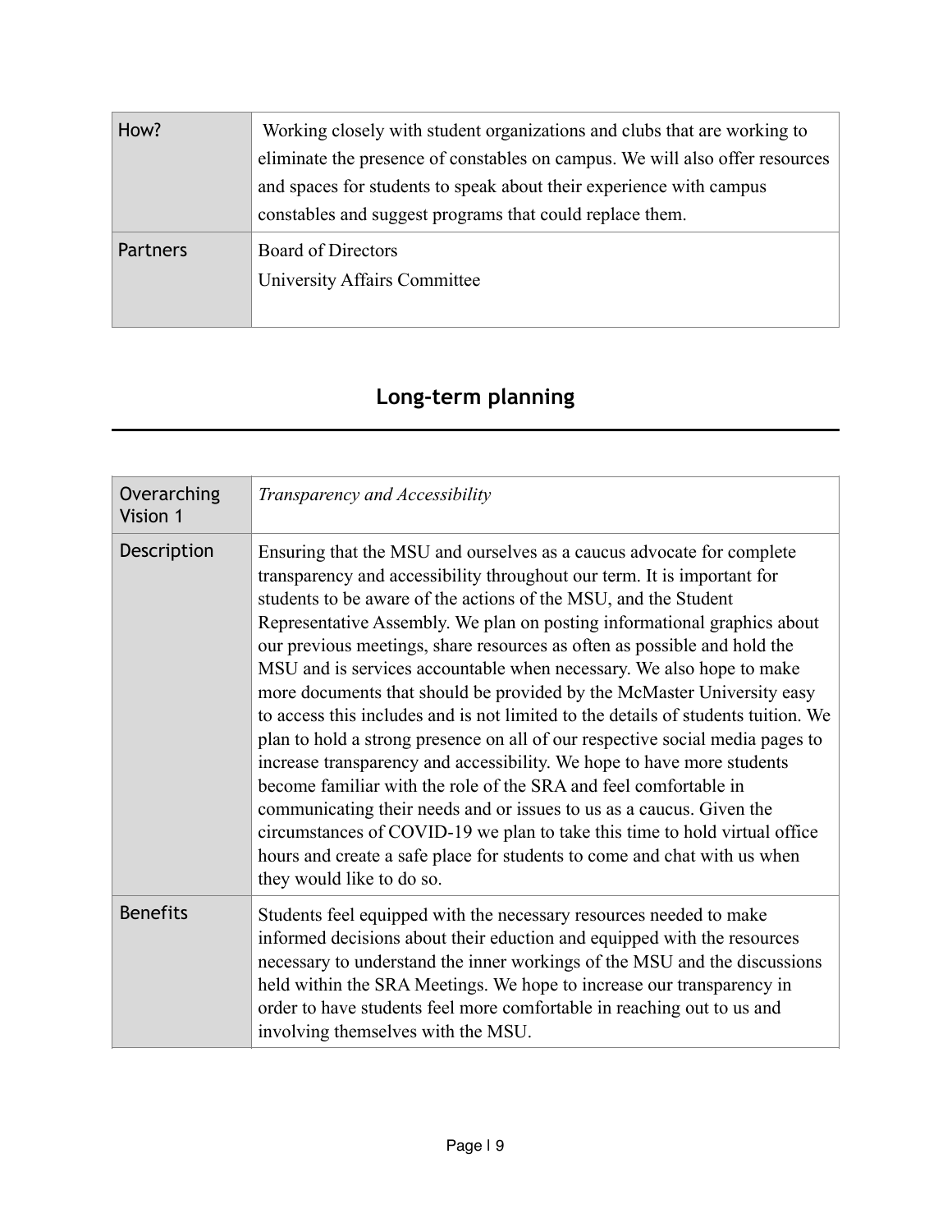| How? | Working closely with student organizations and clubs that are working to eliminate the presence of constables on campus. We will also offer resources and spaces for students to speak about their experience with campus constables and suggest programs that could replace them. |
|---|---|
| Partners | Board of Directors<br>University Affairs Committee |

## Long-term planning

| Overarching Vision 1 | *Transparency and Accessibility* |
|---|---|
| Description | Ensuring that the MSU and ourselves as a caucus advocate for complete transparency and accessibility throughout our term. It is important for students to be aware of the actions of the MSU, and the Student Representative Assembly. We plan on posting informational graphics about our previous meetings, share resources as often as possible and hold the MSU and is services accountable when necessary. We also hope to make more documents that should be provided by the McMaster University easy to access this includes and is not limited to the details of students tuition. We plan to hold a strong presence on all of our respective social media pages to increase transparency and accessibility. We hope to have more students become familiar with the role of the SRA and feel comfortable in communicating their needs and or issues to us as a caucus. Given the circumstances of COVID-19 we plan to take this time to hold virtual office hours and create a safe place for students to come and chat with us when they would like to do so. |
| Benefits | Students feel equipped with the necessary resources needed to make informed decisions about their eduction and equipped with the resources necessary to understand the inner workings of the MSU and the discussions held within the SRA Meetings. We hope to increase our transparency in order to have students feel more comfortable in reaching out to us and involving themselves with the MSU. |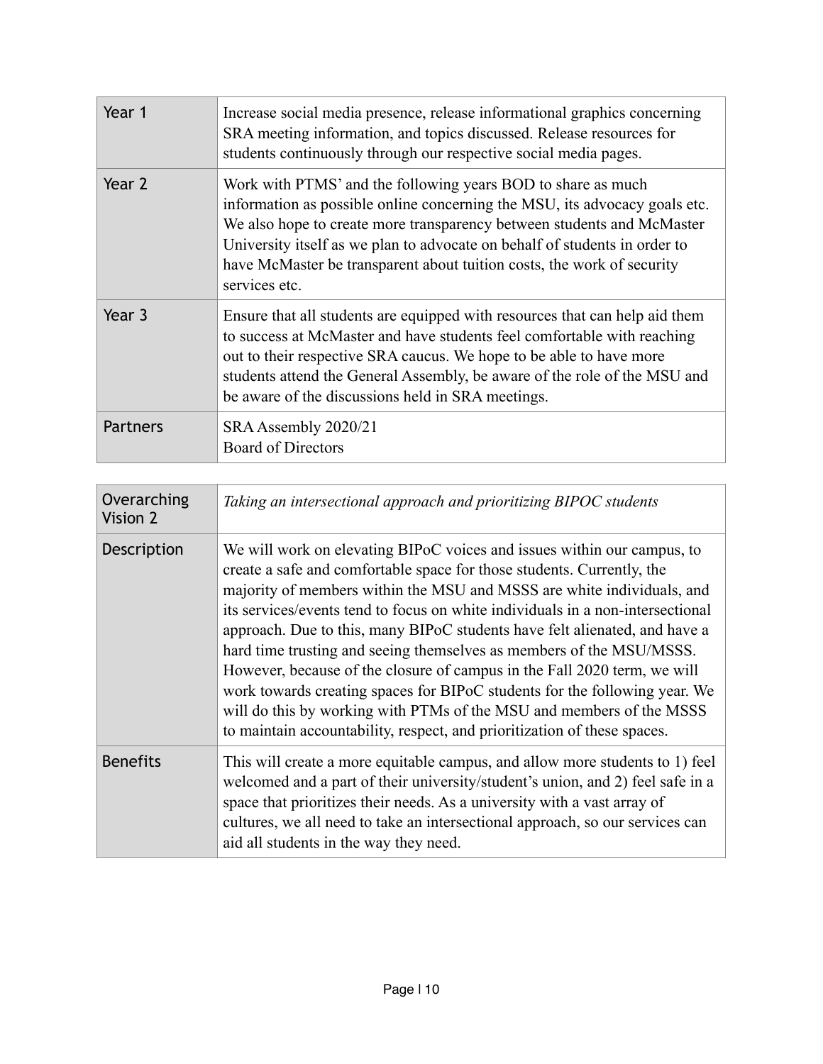| | |
|---|---|
| Year 1 | Increase social media presence, release informational graphics concerning SRA meeting information, and topics discussed. Release resources for students continuously through our respective social media pages. |
| Year 2 | Work with PTMS' and the following years BOD to share as much information as possible online concerning the MSU, its advocacy goals etc. We also hope to create more transparency between students and McMaster University itself as we plan to advocate on behalf of students in order to have McMaster be transparent about tuition costs, the work of security services etc. |
| Year 3 | Ensure that all students are equipped with resources that can help aid them to success at McMaster and have students feel comfortable with reaching out to their respective SRA caucus. We hope to be able to have more students attend the General Assembly, be aware of the role of the MSU and be aware of the discussions held in SRA meetings. |
| Partners | SRA Assembly 2020/21<br>Board of Directors |

| | |
|---|---|
| Overarching Vision 2 | *Taking an intersectional approach and prioritizing BIPOC students* |
| Description | We will work on elevating BIPoC voices and issues within our campus, to create a safe and comfortable space for those students. Currently, the majority of members within the MSU and MSSS are white individuals, and its services/events tend to focus on white individuals in a non-intersectional approach. Due to this, many BIPoC students have felt alienated, and have a hard time trusting and seeing themselves as members of the MSU/MSSS. However, because of the closure of campus in the Fall 2020 term, we will work towards creating spaces for BIPoC students for the following year. We will do this by working with PTMs of the MSU and members of the MSSS to maintain accountability, respect, and prioritization of these spaces. |
| Benefits | This will create a more equitable campus, and allow more students to 1) feel welcomed and a part of their university/student's union, and 2) feel safe in a space that prioritizes their needs. As a university with a vast array of cultures, we all need to take an intersectional approach, so our services can aid all students in the way they need. |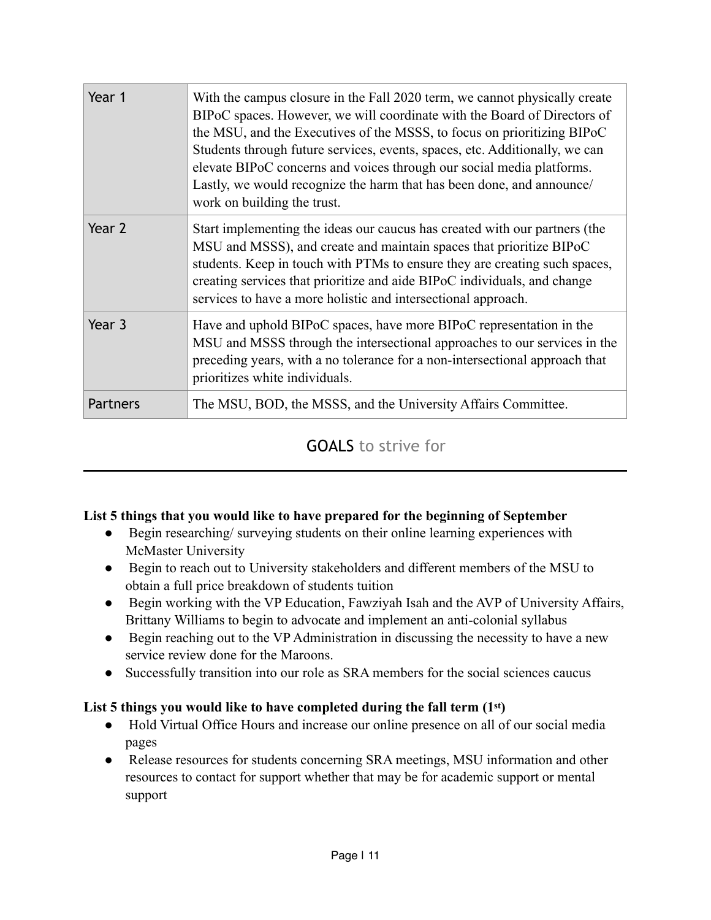| Year 1 | With the campus closure in the Fall 2020 term, we cannot physically create BIPoC spaces. However, we will coordinate with the Board of Directors of the MSU, and the Executives of the MSSS, to focus on prioritizing BIPoC Students through future services, events, spaces, etc. Additionally, we can elevate BIPoC concerns and voices through our social media platforms. Lastly, we would recognize the harm that has been done, and announce/ work on building the trust. |
|---|---|
| Year 2 | Start implementing the ideas our caucus has created with our partners (the MSU and MSSS), and create and maintain spaces that prioritize BIPoC students. Keep in touch with PTMs to ensure they are creating such spaces, creating services that prioritize and aide BIPoC individuals, and change services to have a more holistic and intersectional approach. |
| Year 3 | Have and uphold BIPoC spaces, have more BIPoC representation in the MSU and MSSS through the intersectional approaches to our services in the preceding years, with a no tolerance for a non-intersectional approach that prioritizes white individuals. |
| Partners | The MSU, BOD, the MSSS, and the University Affairs Committee. |

## GOALS to strive for

**List 5 things that you would like to have prepared for the beginning of September**

- Begin researching/ surveying students on their online learning experiences with McMaster University
- Begin to reach out to University stakeholders and different members of the MSU to obtain a full price breakdown of students tuition
- Begin working with the VP Education, Fawziyah Isah and the AVP of University Affairs, Brittany Williams to begin to advocate and implement an anti-colonial syllabus
- Begin reaching out to the VP Administration in discussing the necessity to have a new service review done for the Maroons.
- Successfully transition into our role as SRA members for the social sciences caucus

**List 5 things you would like to have completed during the fall term (1st)**

- Hold Virtual Office Hours and increase our online presence on all of our social media pages
- Release resources for students concerning SRA meetings, MSU information and other resources to contact for support whether that may be for academic support or mental support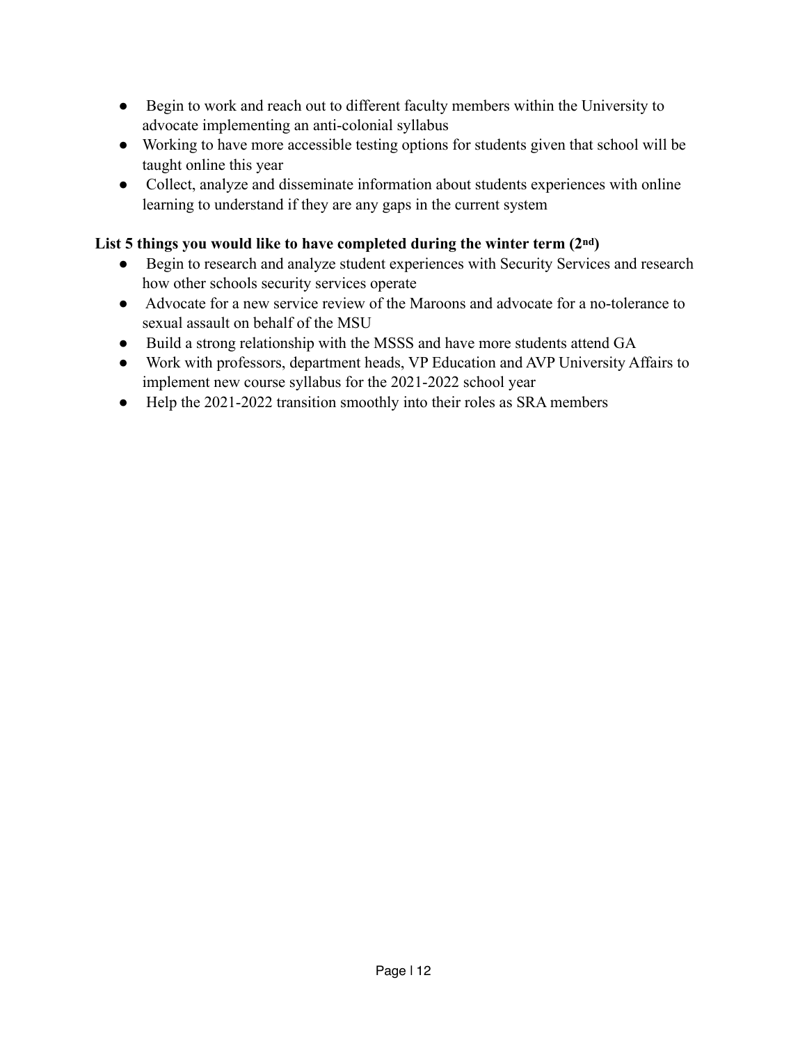- Begin to work and reach out to different faculty members within the University to advocate implementing an anti-colonial syllabus
- Working to have more accessible testing options for students given that school will be taught online this year
- Collect, analyze and disseminate information about students experiences with online learning to understand if they are any gaps in the current system

**List 5 things you would like to have completed during the winter term (2nd)**

- Begin to research and analyze student experiences with Security Services and research how other schools security services operate
- Advocate for a new service review of the Maroons and advocate for a no-tolerance to sexual assault on behalf of the MSU
- Build a strong relationship with the MSSS and have more students attend GA
- Work with professors, department heads, VP Education and AVP University Affairs to implement new course syllabus for the 2021-2022 school year
- Help the 2021-2022 transition smoothly into their roles as SRA members